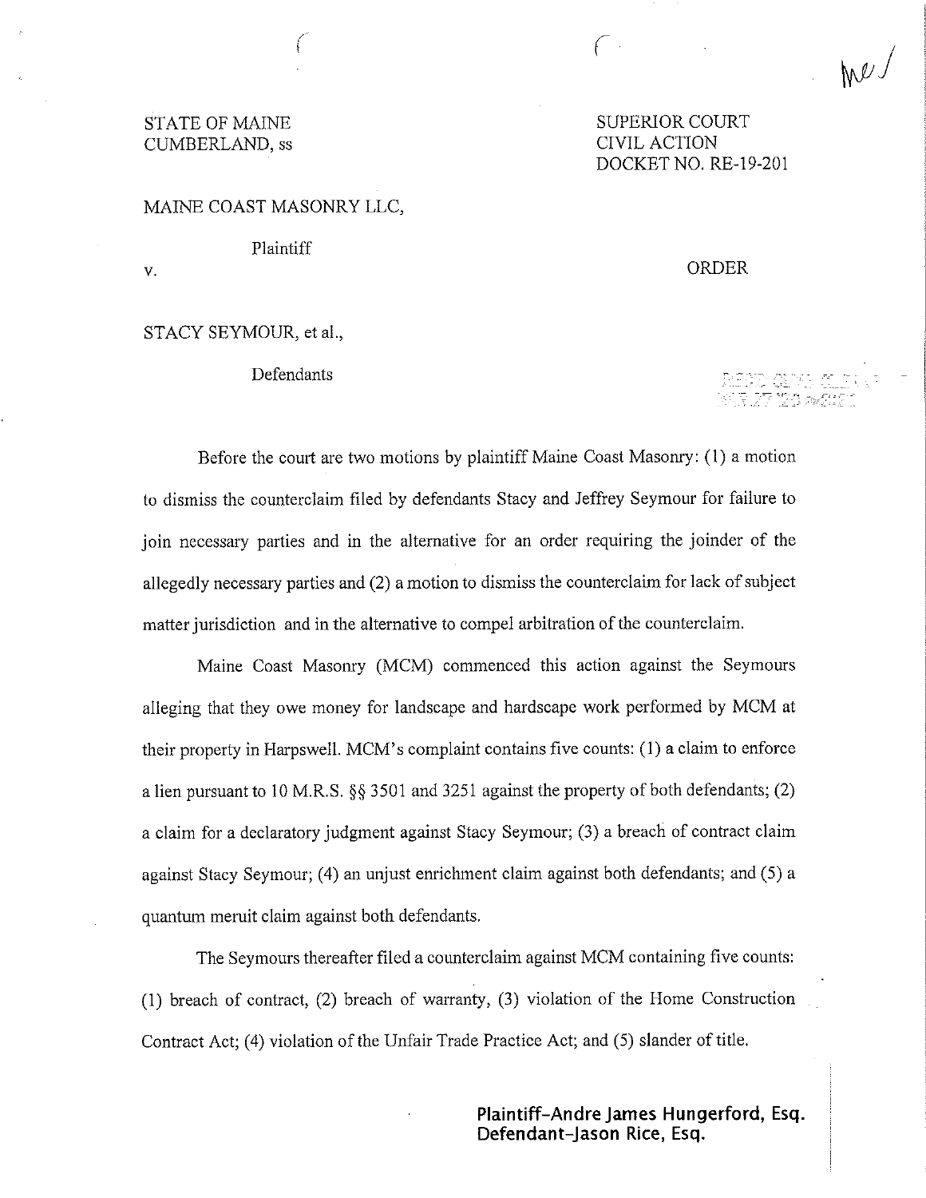STATE OF MAINE
CUMBERLAND, ss

SUPERIOR COURT
CIVIL ACTION
DOCKET NO. RE-19-201

MAINE COAST MASONRY LLC,

Plaintiff

v.

ORDER

STACY SEYMOUR, et al.,

Defendants

Before the court are two motions by plaintiff Maine Coast Masonry: (1) a motion to dismiss the counterclaim filed by defendants Stacy and Jeffrey Seymour for failure to join necessary parties and in the alternative for an order requiring the joinder of the allegedly necessary parties and (2) a motion to dismiss the counterclaim for lack of subject matter jurisdiction and in the alternative to compel arbitration of the counterclaim.

Maine Coast Masonry (MCM) commenced this action against the Seymours alleging that they owe money for landscape and hardscape work performed by MCM at their property in Harpswell. MCM's complaint contains five counts: (1) a claim to enforce a lien pursuant to 10 M.R.S. §§ 3501 and 3251 against the property of both defendants; (2) a claim for a declaratory judgment against Stacy Seymour; (3) a breach of contract claim against Stacy Seymour; (4) an unjust enrichment claim against both defendants; and (5) a quantum meruit claim against both defendants.

The Seymours thereafter filed a counterclaim against MCM containing five counts: (1) breach of contract, (2) breach of warranty, (3) violation of the Home Construction Contract Act; (4) violation of the Unfair Trade Practice Act; and (5) slander of title.

**Plaintiff-Andre James Hungerford, Esq.**
**Defendant-Jason Rice, Esq.**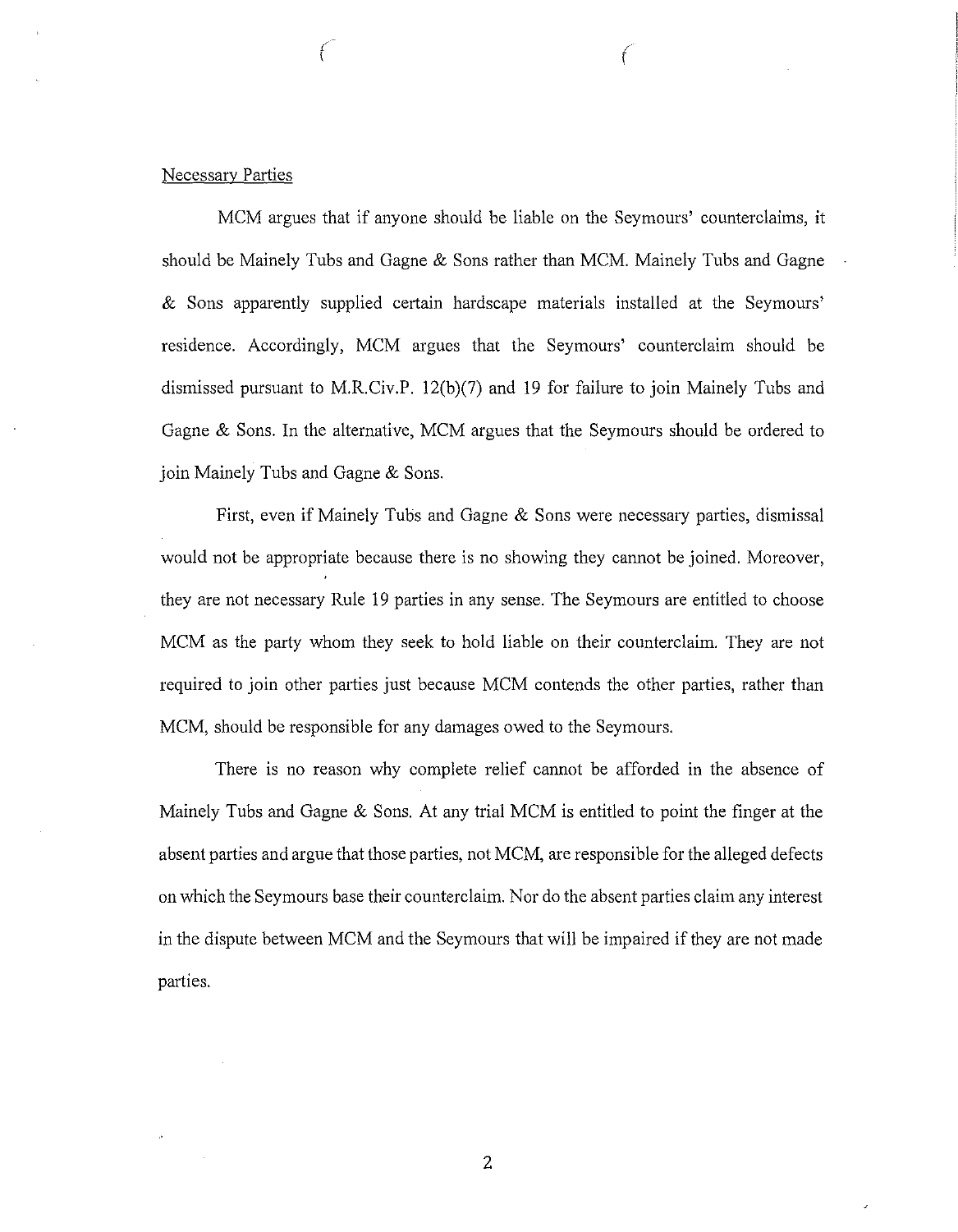Necessary Parties

MCM argues that if anyone should be liable on the Seymours' counterclaims, it should be Mainely Tubs and Gagne & Sons rather than MCM. Mainely Tubs and Gagne & Sons apparently supplied certain hardscape materials installed at the Seymours' residence. Accordingly, MCM argues that the Seymours' counterclaim should be dismissed pursuant to M.R.Civ.P. 12(b)(7) and 19 for failure to join Mainely Tubs and Gagne & Sons. In the alternative, MCM argues that the Seymours should be ordered to join Mainely Tubs and Gagne & Sons.

First, even if Mainely Tubs and Gagne & Sons were necessary parties, dismissal would not be appropriate because there is no showing they cannot be joined. Moreover, they are not necessary Rule 19 parties in any sense. The Seymours are entitled to choose MCM as the party whom they seek to hold liable on their counterclaim. They are not required to join other parties just because MCM contends the other parties, rather than MCM, should be responsible for any damages owed to the Seymours.

There is no reason why complete relief cannot be afforded in the absence of Mainely Tubs and Gagne & Sons. At any trial MCM is entitled to point the finger at the absent parties and argue that those parties, not MCM, are responsible for the alleged defects on which the Seymours base their counterclaim. Nor do the absent parties claim any interest in the dispute between MCM and the Seymours that will be impaired if they are not made parties.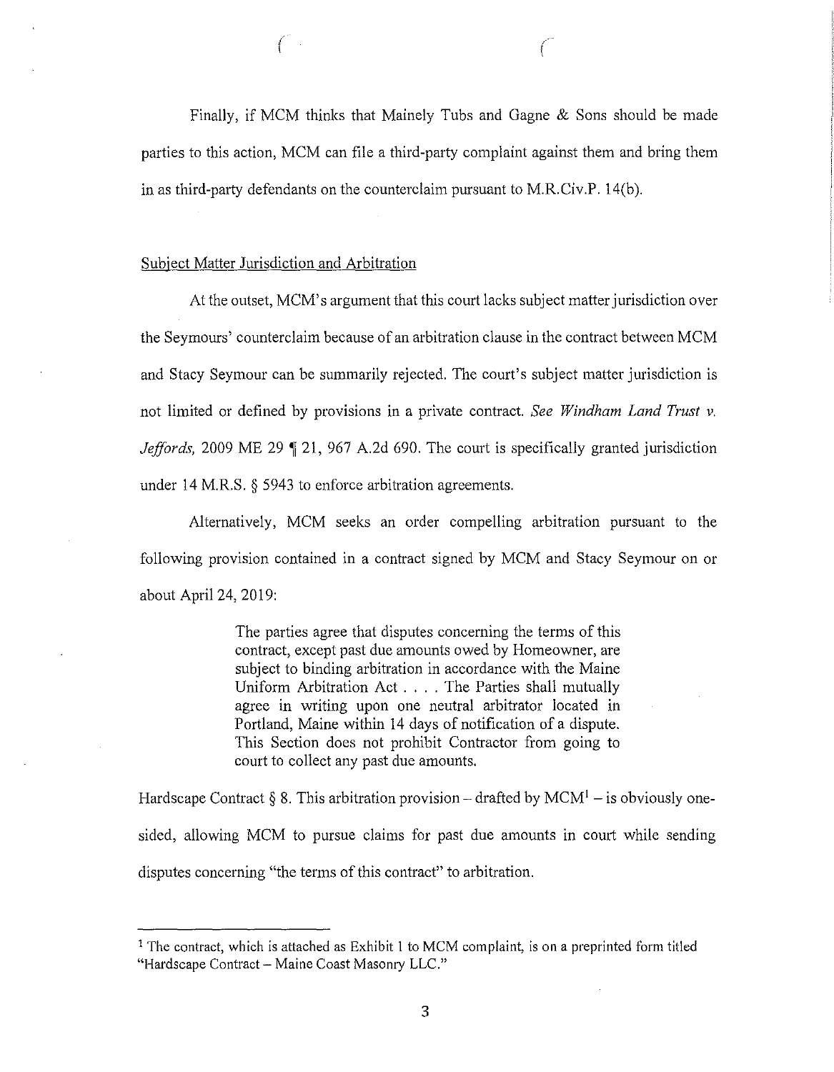Finally, if MCM thinks that Mainely Tubs and Gagne & Sons should be made parties to this action, MCM can file a third-party complaint against them and bring them in as third-party defendants on the counterclaim pursuant to M.R.Civ.P. 14(b).

Subject Matter Jurisdiction and Arbitration

At the outset, MCM's argument that this court lacks subject matter jurisdiction over the Seymours' counterclaim because of an arbitration clause in the contract between MCM and Stacy Seymour can be summarily rejected. The court's subject matter jurisdiction is not limited or defined by provisions in a private contract. *See Windham Land Trust v. Jeffords,* 2009 ME 29 ¶ 21, 967 A.2d 690. The court is specifically granted jurisdiction under 14 M.R.S. § 5943 to enforce arbitration agreements.

Alternatively, MCM seeks an order compelling arbitration pursuant to the following provision contained in a contract signed by MCM and Stacy Seymour on or about April 24, 2019:

> The parties agree that disputes concerning the terms of this contract, except past due amounts owed by Homeowner, are subject to binding arbitration in accordance with the Maine Uniform Arbitration Act . . . . The Parties shall mutually agree in writing upon one neutral arbitrator located in Portland, Maine within 14 days of notification of a dispute. This Section does not prohibit Contractor from going to court to collect any past due amounts.

Hardscape Contract § 8. This arbitration provision – drafted by MCM[1] – is obviously one-sided, allowing MCM to pursue claims for past due amounts in court while sending disputes concerning "the terms of this contract" to arbitration.

[1] The contract, which is attached as Exhibit 1 to MCM complaint, is on a preprinted form titled "Hardscape Contract – Maine Coast Masonry LLC."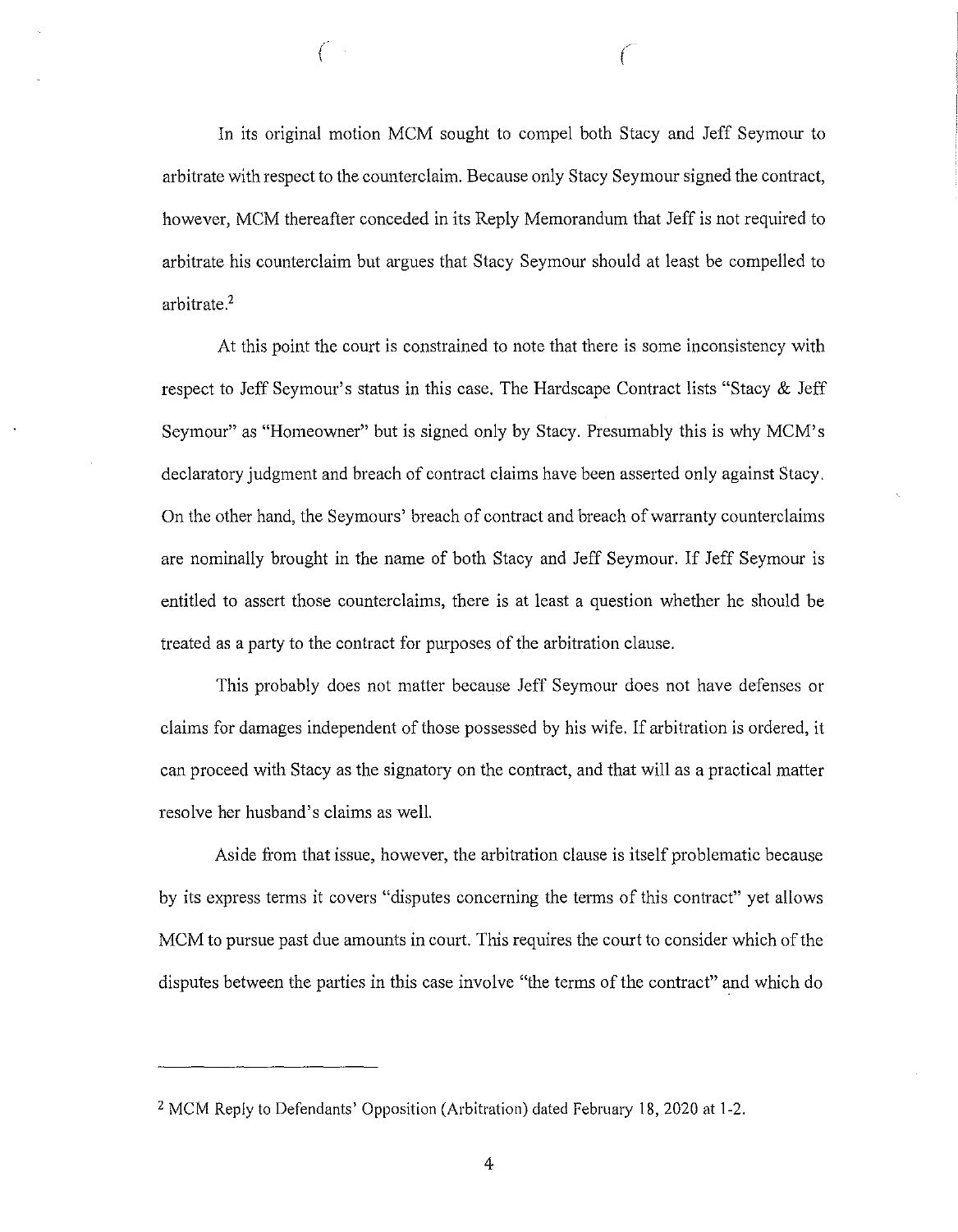In its original motion MCM sought to compel both Stacy and Jeff Seymour to arbitrate with respect to the counterclaim. Because only Stacy Seymour signed the contract, however, MCM thereafter conceded in its Reply Memorandum that Jeff is not required to arbitrate his counterclaim but argues that Stacy Seymour should at least be compelled to arbitrate.[2]

At this point the court is constrained to note that there is some inconsistency with respect to Jeff Seymour's status in this case. The Hardscape Contract lists "Stacy & Jeff Seymour" as "Homeowner" but is signed only by Stacy. Presumably this is why MCM's declaratory judgment and breach of contract claims have been asserted only against Stacy. On the other hand, the Seymours' breach of contract and breach of warranty counterclaims are nominally brought in the name of both Stacy and Jeff Seymour. If Jeff Seymour is entitled to assert those counterclaims, there is at least a question whether he should be treated as a party to the contract for purposes of the arbitration clause.

This probably does not matter because Jeff Seymour does not have defenses or claims for damages independent of those possessed by his wife. If arbitration is ordered, it can proceed with Stacy as the signatory on the contract, and that will as a practical matter resolve her husband's claims as well.

Aside from that issue, however, the arbitration clause is itself problematic because by its express terms it covers "disputes concerning the terms of this contract" yet allows MCM to pursue past due amounts in court. This requires the court to consider which of the disputes between the parties in this case involve "the terms of the contract" and which do

---

[2] MCM Reply to Defendants' Opposition (Arbitration) dated February 18, 2020 at 1-2.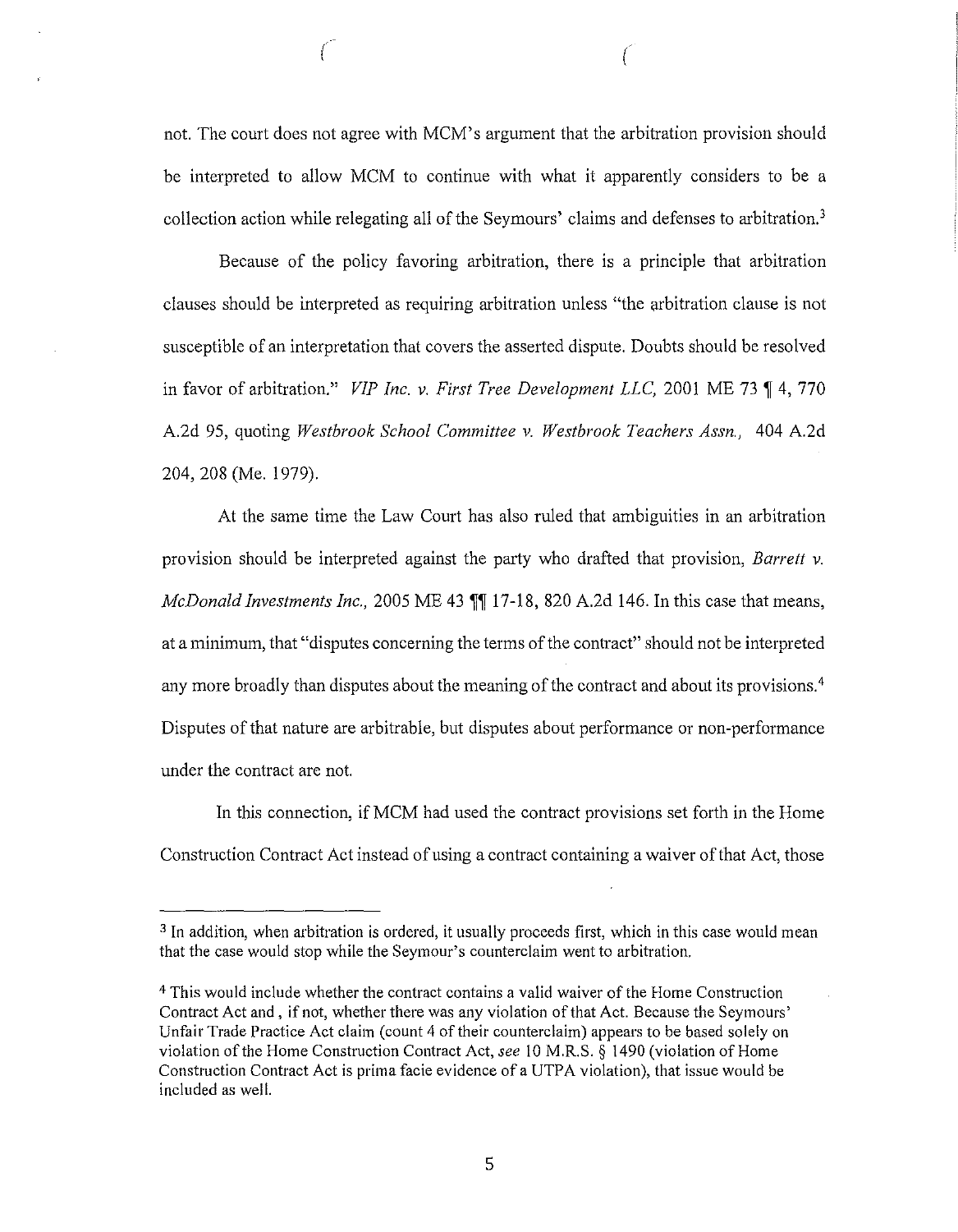not. The court does not agree with MCM's argument that the arbitration provision should be interpreted to allow MCM to continue with what it apparently considers to be a collection action while relegating all of the Seymours' claims and defenses to arbitration.[3]

Because of the policy favoring arbitration, there is a principle that arbitration clauses should be interpreted as requiring arbitration unless "the arbitration clause is not susceptible of an interpretation that covers the asserted dispute. Doubts should be resolved in favor of arbitration." *VIP Inc. v. First Tree Development LLC,* 2001 ME 73 ¶ 4, 770 A.2d 95, quoting *Westbrook School Committee v. Westbrook Teachers Assn.,* 404 A.2d 204, 208 (Me. 1979).

At the same time the Law Court has also ruled that ambiguities in an arbitration provision should be interpreted against the party who drafted that provision, *Barrett v. McDonald Investments Inc.,* 2005 ME 43 ¶¶ 17-18, 820 A.2d 146. In this case that means, at a minimum, that "disputes concerning the terms of the contract" should not be interpreted any more broadly than disputes about the meaning of the contract and about its provisions.[4] Disputes of that nature are arbitrable, but disputes about performance or non-performance under the contract are not.

In this connection, if MCM had used the contract provisions set forth in the Home Construction Contract Act instead of using a contract containing a waiver of that Act, those

---

[3] In addition, when arbitration is ordered, it usually proceeds first, which in this case would mean that the case would stop while the Seymour's counterclaim went to arbitration.

[4] This would include whether the contract contains a valid waiver of the Home Construction Contract Act and , if not, whether there was any violation of that Act. Because the Seymours' Unfair Trade Practice Act claim (count 4 of their counterclaim) appears to be based solely on violation of the Home Construction Contract Act, *see* 10 M.R.S. § 1490 (violation of Home Construction Contract Act is prima facie evidence of a UTPA violation), that issue would be included as well.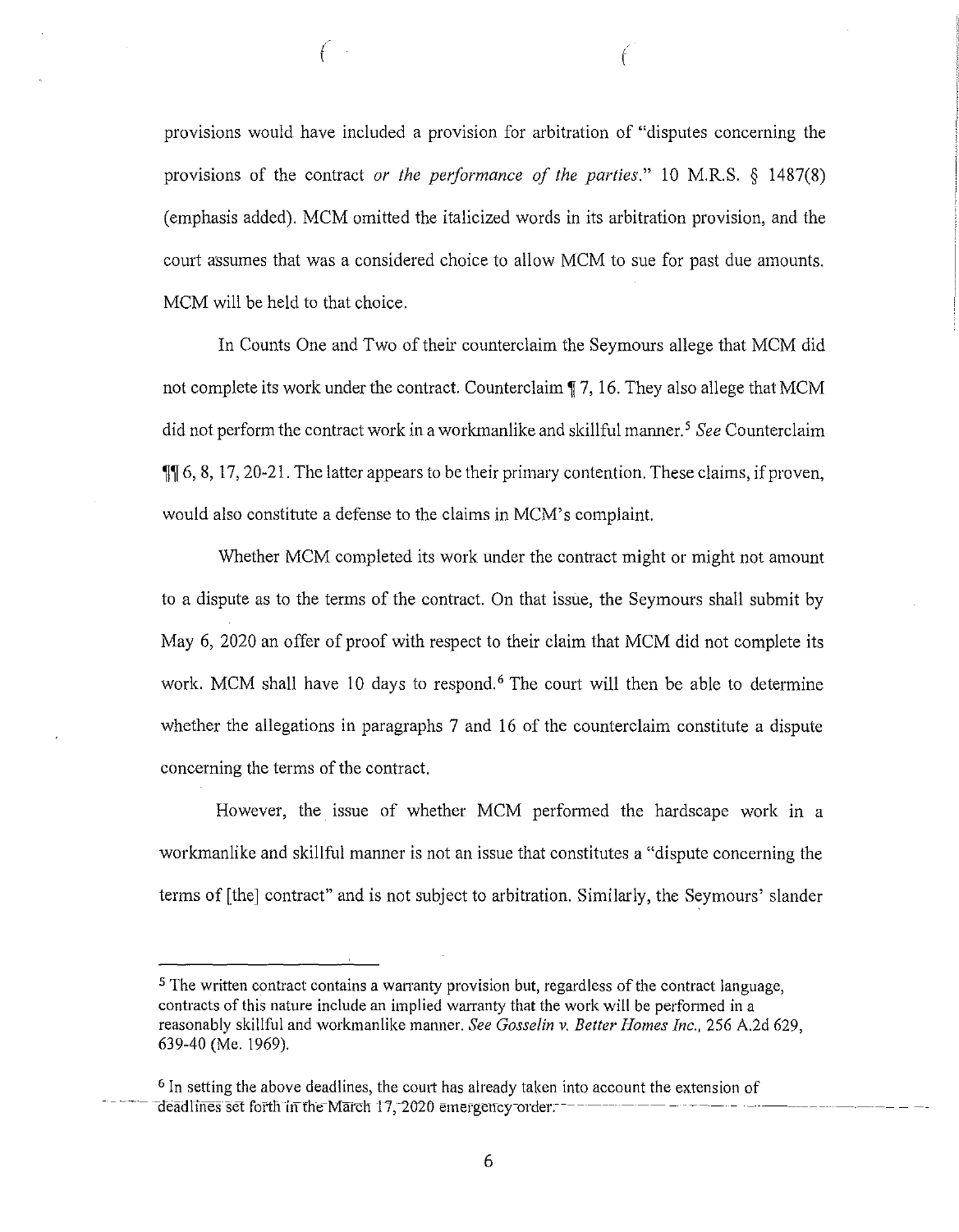provisions would have included a provision for arbitration of "disputes concerning the provisions of the contract *or the performance of the parties*." 10 M.R.S. § 1487(8) (emphasis added). MCM omitted the italicized words in its arbitration provision, and the court assumes that was a considered choice to allow MCM to sue for past due amounts. MCM will be held to that choice.

In Counts One and Two of their counterclaim the Seymours allege that MCM did not complete its work under the contract. Counterclaim ¶ 7, 16. They also allege that MCM did not perform the contract work in a workmanlike and skillful manner.[5] *See* Counterclaim ¶¶ 6, 8, 17, 20-21. The latter appears to be their primary contention. These claims, if proven, would also constitute a defense to the claims in MCM's complaint.

Whether MCM completed its work under the contract might or might not amount to a dispute as to the terms of the contract. On that issue, the Seymours shall submit by May 6, 2020 an offer of proof with respect to their claim that MCM did not complete its work. MCM shall have 10 days to respond.[6] The court will then be able to determine whether the allegations in paragraphs 7 and 16 of the counterclaim constitute a dispute concerning the terms of the contract.

However, the issue of whether MCM performed the hardscape work in a workmanlike and skillful manner is not an issue that constitutes a "dispute concerning the terms of [the] contract" and is not subject to arbitration. Similarly, the Seymours' slander

---

[5] The written contract contains a warranty provision but, regardless of the contract language, contracts of this nature include an implied warranty that the work will be performed in a reasonably skillful and workmanlike manner. *See Gosselin v. Better Homes Inc.*, 256 A.2d 629, 639-40 (Me. 1969).

[6] In setting the above deadlines, the court has already taken into account the extension of deadlines set forth in the March 17, 2020 emergency order.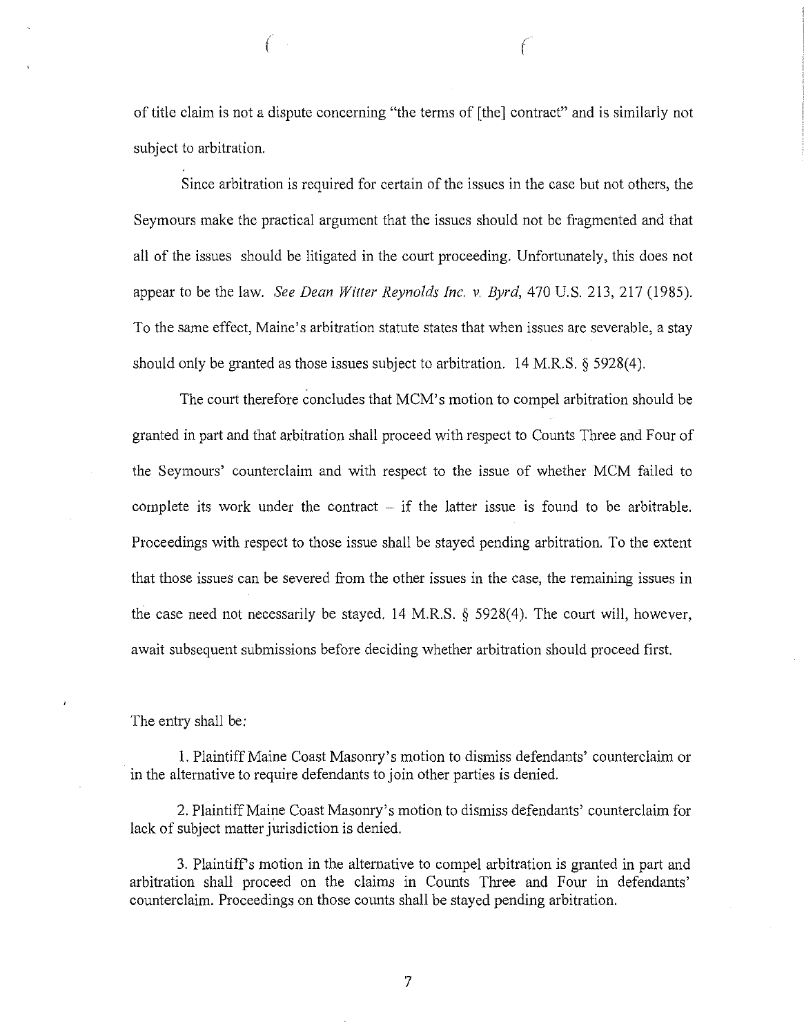of title claim is not a dispute concerning "the terms of [the] contract" and is similarly not subject to arbitration.

Since arbitration is required for certain of the issues in the case but not others, the Seymours make the practical argument that the issues should not be fragmented and that all of the issues should be litigated in the court proceeding. Unfortunately, this does not appear to be the law. *See Dean Witter Reynolds Inc. v. Byrd*, 470 U.S. 213, 217 (1985). To the same effect, Maine's arbitration statute states that when issues are severable, a stay should only be granted as those issues subject to arbitration. 14 M.R.S. § 5928(4).

The court therefore concludes that MCM's motion to compel arbitration should be granted in part and that arbitration shall proceed with respect to Counts Three and Four of the Seymours' counterclaim and with respect to the issue of whether MCM failed to complete its work under the contract – if the latter issue is found to be arbitrable. Proceedings with respect to those issue shall be stayed pending arbitration. To the extent that those issues can be severed from the other issues in the case, the remaining issues in the case need not necessarily be stayed. 14 M.R.S. § 5928(4). The court will, however, await subsequent submissions before deciding whether arbitration should proceed first.

The entry shall be:

1. Plaintiff Maine Coast Masonry's motion to dismiss defendants' counterclaim or in the alternative to require defendants to join other parties is denied.

2. Plaintiff Maine Coast Masonry's motion to dismiss defendants' counterclaim for lack of subject matter jurisdiction is denied.

3. Plaintiff's motion in the alternative to compel arbitration is granted in part and arbitration shall proceed on the claims in Counts Three and Four in defendants' counterclaim. Proceedings on those counts shall be stayed pending arbitration.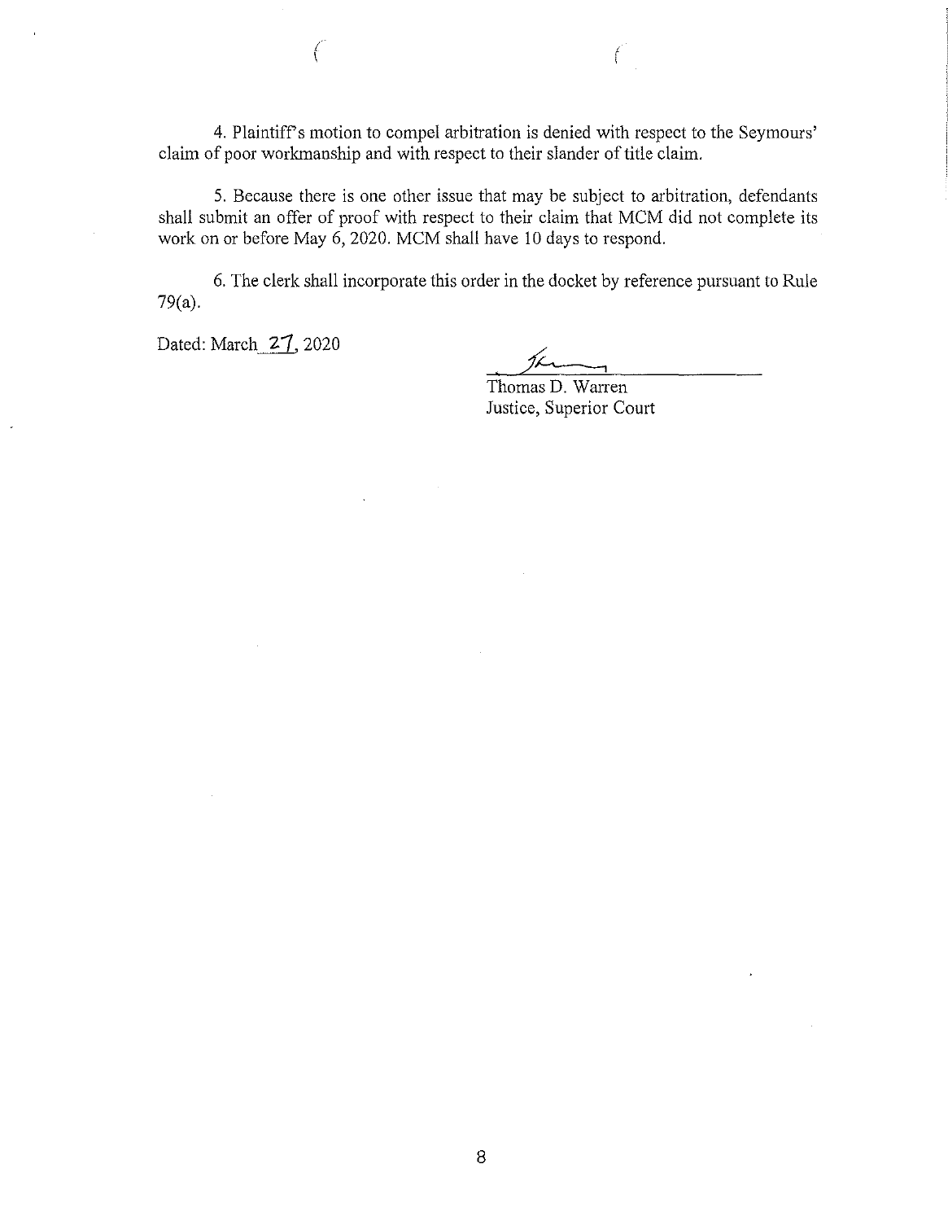4. Plaintiff's motion to compel arbitration is denied with respect to the Seymours' claim of poor workmanship and with respect to their slander of title claim.

5. Because there is one other issue that may be subject to arbitration, defendants shall submit an offer of proof with respect to their claim that MCM did not complete its work on or before May 6, 2020. MCM shall have 10 days to respond.

6. The clerk shall incorporate this order in the docket by reference pursuant to Rule 79(a).

Dated: March 27, 2020

Thomas D. Warren
Justice, Superior Court